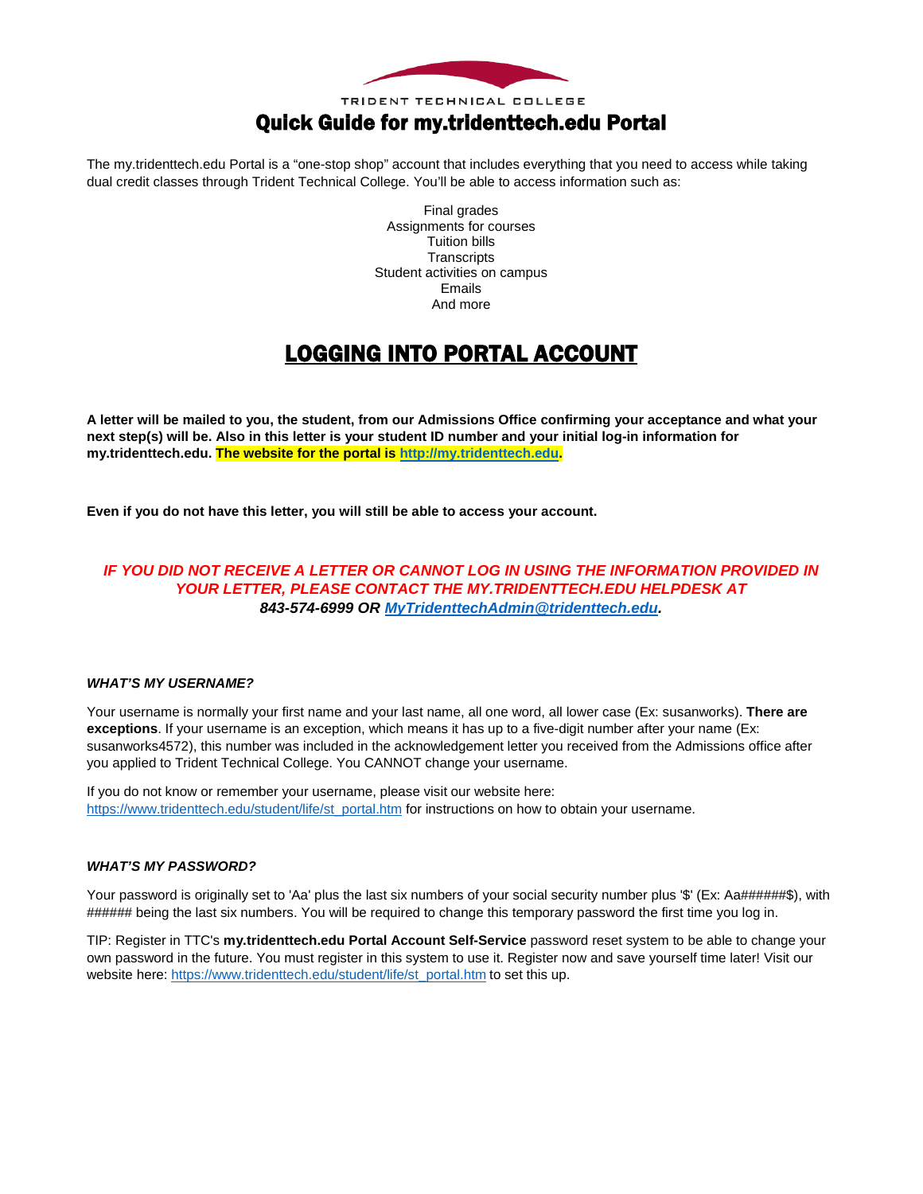TRIDENT TECHNICAL COLLEGE

# Quick Guide for my.tridenttech.edu Portal

The my.tridenttech.edu Portal is a "one-stop shop" account that includes everything that you need to access while taking dual credit classes through Trident Technical College. You'll be able to access information such as:

Final grades
Assignments for courses
Tuition bills
Transcripts
Student activities on campus
Emails
And more

## LOGGING INTO PORTAL ACCOUNT

**A letter will be mailed to you, the student, from our Admissions Office confirming your acceptance and what your next step(s) will be. Also in this letter is your student ID number and your initial log-in information for my.tridenttech.edu. The website for the portal is [http://my.tridenttech.edu](http://my.tridenttech.edu).**

**Even if you do not have this letter, you will still be able to access your account.**

***IF YOU DID NOT RECEIVE A LETTER OR CANNOT LOG IN USING THE INFORMATION PROVIDED IN YOUR LETTER, PLEASE CONTACT THE MY.TRIDENTTECH.EDU HELPDESK AT 843-574-6999 OR [MyTridenttechAdmin@tridenttech.edu](mailto:MyTridenttechAdmin@tridenttech.edu).***

### *WHAT'S MY USERNAME?*

Your username is normally your first name and your last name, all one word, all lower case (Ex: susanworks). **There are exceptions**. If your username is an exception, which means it has up to a five-digit number after your name (Ex: susanworks4572), this number was included in the acknowledgement letter you received from the Admissions office after you applied to Trident Technical College. You CANNOT change your username.

If you do not know or remember your username, please visit our website here: [https://www.tridenttech.edu/student/life/st_portal.htm](https://www.tridenttech.edu/student/life/st_portal.htm) for instructions on how to obtain your username.

### *WHAT'S MY PASSWORD?*

Your password is originally set to 'Aa' plus the last six numbers of your social security number plus '$' (Ex: Aa######$), with ###### being the last six numbers. You will be required to change this temporary password the first time you log in.

TIP: Register in TTC's **my.tridenttech.edu Portal Account Self-Service** password reset system to be able to change your own password in the future. You must register in this system to use it. Register now and save yourself time later! Visit our website here: [https://www.tridenttech.edu/student/life/st_portal.htm](https://www.tridenttech.edu/student/life/st_portal.htm) to set this up.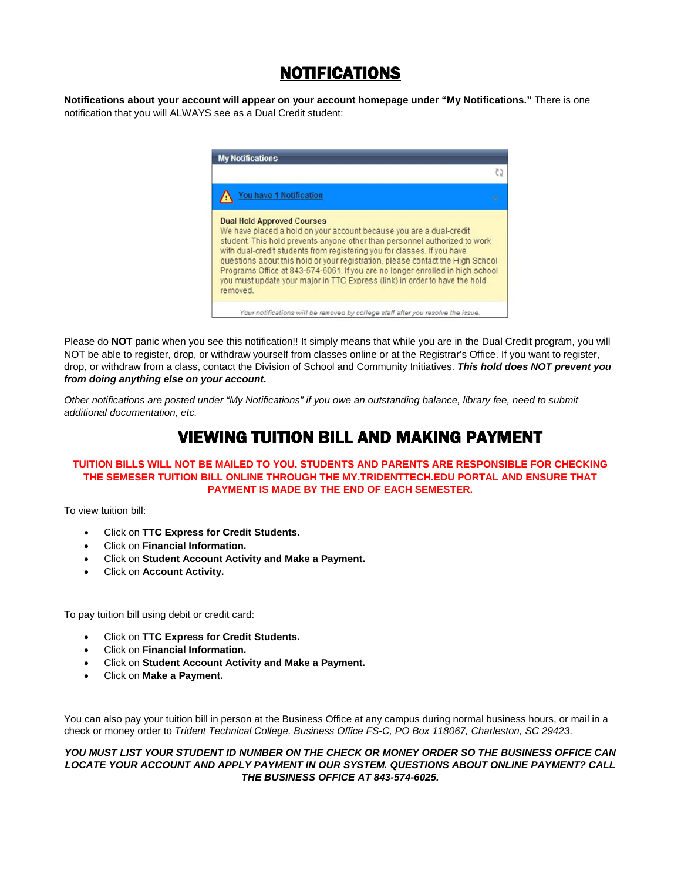# NOTIFICATIONS

**Notifications about your account will appear on your account homepage under "My Notifications."** There is one notification that you will ALWAYS see as a Dual Credit student:

My Notifications

You have 1 Notification

Dual Hold Approved Courses
We have placed a hold on your account because you are a dual-credit student. This hold prevents anyone other than personnel authorized to work with dual-credit students from registering you for classes. If you have questions about this hold or your registration, please contact the High School Programs Office at 843-574-6061. If you are no longer enrolled in high school you must update your major in TTC Express (link) in order to have the hold removed.

*Your notifications will be removed by college staff after you resolve the issue.*

Please do **NOT** panic when you see this notification!! It simply means that while you are in the Dual Credit program, you will NOT be able to register, drop, or withdraw yourself from classes online or at the Registrar's Office. If you want to register, drop, or withdraw from a class, contact the Division of School and Community Initiatives. ***This hold does NOT prevent you from doing anything else on your account.***

*Other notifications are posted under "My Notifications" if you owe an outstanding balance, library fee, need to submit additional documentation, etc.*

# VIEWING TUITION BILL AND MAKING PAYMENT

**TUITION BILLS WILL NOT BE MAILED TO YOU. STUDENTS AND PARENTS ARE RESPONSIBLE FOR CHECKING THE SEMESER TUITION BILL ONLINE THROUGH THE MY.TRIDENTTECH.EDU PORTAL AND ENSURE THAT PAYMENT IS MADE BY THE END OF EACH SEMESTER.**

To view tuition bill:

- Click on **TTC Express for Credit Students.**
- Click on **Financial Information.**
- Click on **Student Account Activity and Make a Payment.**
- Click on **Account Activity.**

To pay tuition bill using debit or credit card:

- Click on **TTC Express for Credit Students.**
- Click on **Financial Information.**
- Click on **Student Account Activity and Make a Payment.**
- Click on **Make a Payment.**

You can also pay your tuition bill in person at the Business Office at any campus during normal business hours, or mail in a check or money order to *Trident Technical College, Business Office FS-C, PO Box 118067, Charleston, SC 29423*.

***YOU MUST LIST YOUR STUDENT ID NUMBER ON THE CHECK OR MONEY ORDER SO THE BUSINESS OFFICE CAN LOCATE YOUR ACCOUNT AND APPLY PAYMENT IN OUR SYSTEM. QUESTIONS ABOUT ONLINE PAYMENT? CALL THE BUSINESS OFFICE AT 843-574-6025.***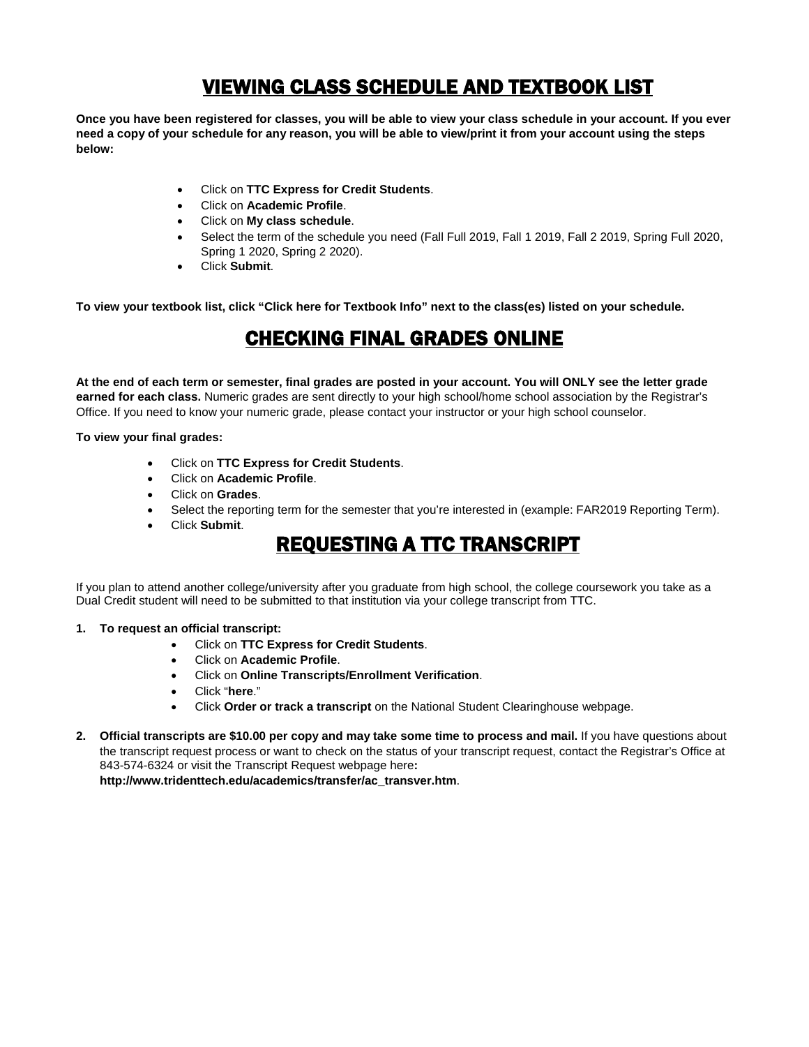# VIEWING CLASS SCHEDULE AND TEXTBOOK LIST

**Once you have been registered for classes, you will be able to view your class schedule in your account. If you ever need a copy of your schedule for any reason, you will be able to view/print it from your account using the steps below:**

- Click on **TTC Express for Credit Students**.
- Click on **Academic Profile**.
- Click on **My class schedule**.
- Select the term of the schedule you need (Fall Full 2019, Fall 1 2019, Fall 2 2019, Spring Full 2020, Spring 1 2020, Spring 2 2020).
- Click **Submit**.

**To view your textbook list, click "Click here for Textbook Info" next to the class(es) listed on your schedule.**

# CHECKING FINAL GRADES ONLINE

**At the end of each term or semester, final grades are posted in your account. You will ONLY see the letter grade earned for each class.** Numeric grades are sent directly to your high school/home school association by the Registrar's Office. If you need to know your numeric grade, please contact your instructor or your high school counselor.

**To view your final grades:**

- Click on **TTC Express for Credit Students**.
- Click on **Academic Profile**.
- Click on **Grades**.
- Select the reporting term for the semester that you're interested in (example: FAR2019 Reporting Term).
- Click **Submit**.

# REQUESTING A TTC TRANSCRIPT

If you plan to attend another college/university after you graduate from high school, the college coursework you take as a Dual Credit student will need to be submitted to that institution via your college transcript from TTC.

1. **To request an official transcript:**
   - Click on **TTC Express for Credit Students**.
   - Click on **Academic Profile**.
   - Click on **Online Transcripts/Enrollment Verification**.
   - Click "**here**."
   - Click **Order or track a transcript** on the National Student Clearinghouse webpage.
2. **Official transcripts are $10.00 per copy and may take some time to process and mail.** If you have questions about the transcript request process or want to check on the status of your transcript request, contact the Registrar's Office at 843-574-6324 or visit the Transcript Request webpage here**:** **http://www.tridenttech.edu/academics/transfer/ac_transver.htm**.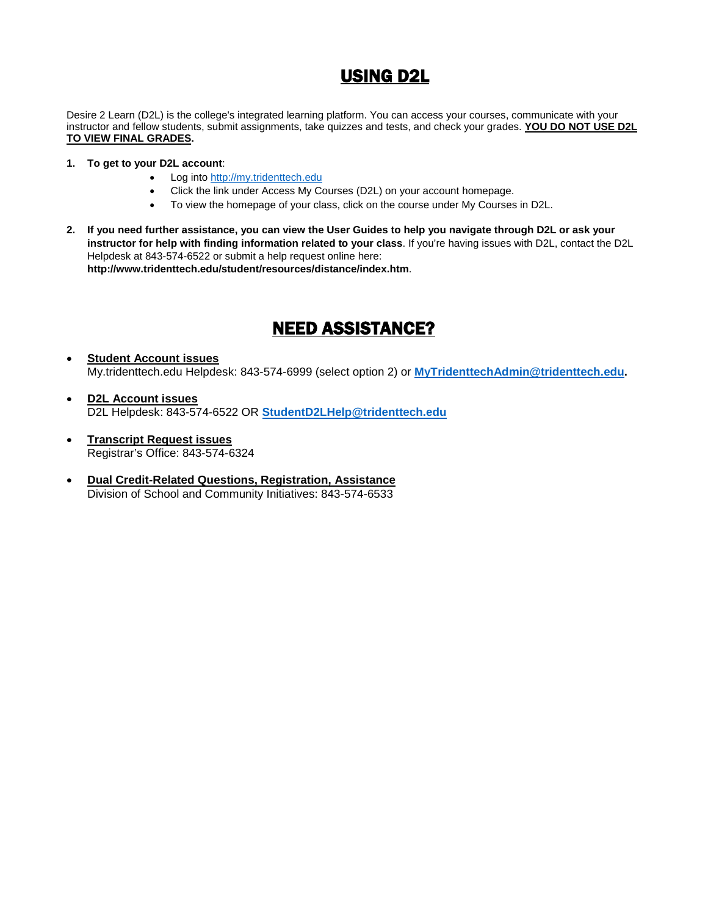# USING D2L

Desire 2 Learn (D2L) is the college's integrated learning platform. You can access your courses, communicate with your instructor and fellow students, submit assignments, take quizzes and tests, and check your grades. **YOU DO NOT USE D2L TO VIEW FINAL GRADES.**

1. **To get to your D2L account**:
    - Log into http://my.tridenttech.edu
    - Click the link under Access My Courses (D2L) on your account homepage.
    - To view the homepage of your class, click on the course under My Courses in D2L.

2. **If you need further assistance, you can view the User Guides to help you navigate through D2L or ask your instructor for help with finding information related to your class**. If you're having issues with D2L, contact the D2L Helpdesk at 843-574-6522 or submit a help request online here: **http://www.tridenttech.edu/student/resources/distance/index.htm**.

# NEED ASSISTANCE?

- **Student Account issues**
  My.tridenttech.edu Helpdesk: 843-574-6999 (select option 2) or **MyTridenttechAdmin@tridenttech.edu.**

- **D2L Account issues**
  D2L Helpdesk: 843-574-6522 OR **StudentD2LHelp@tridenttech.edu**

- **Transcript Request issues**
  Registrar's Office: 843-574-6324

- **Dual Credit-Related Questions, Registration, Assistance**
  Division of School and Community Initiatives: 843-574-6533